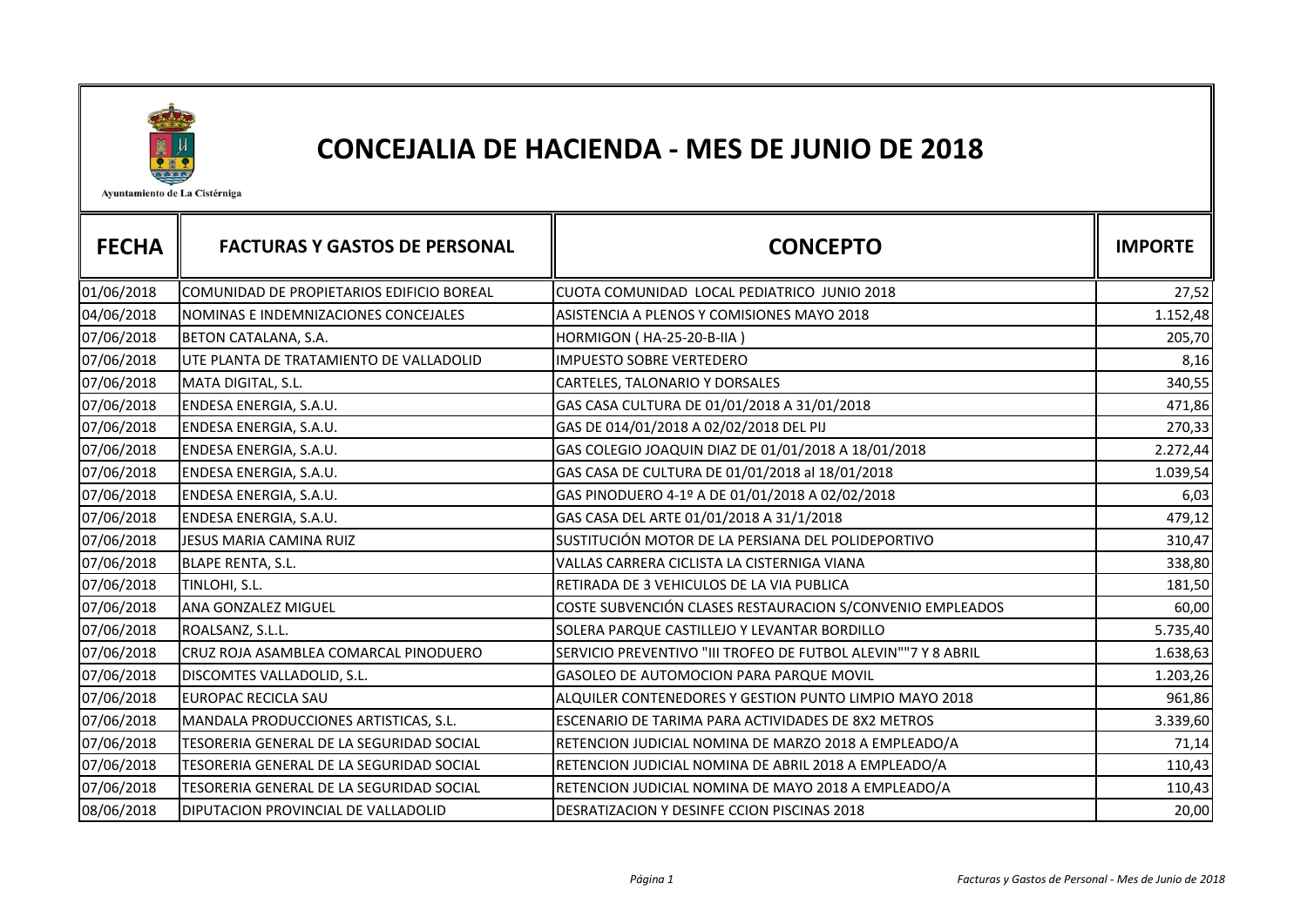# CONCEJALIA DE HACIENDA - MES DE JUNIO DE 2018

Ayuntamiento de La Cistérniga

| FECHA | FACTURAS Y GASTOS DE PERSONAL | CONCEPTO | IMPORTE |
|---|---|---|---|
| 01/06/2018 | COMUNIDAD DE PROPIETARIOS EDIFICIO BOREAL | CUOTA COMUNIDAD LOCAL PEDIATRICO JUNIO 2018 | 27,52 |
| 04/06/2018 | NOMINAS E INDEMNIZACIONES CONCEJALES | ASISTENCIA A PLENOS Y COMISIONES MAYO 2018 | 1.152,48 |
| 07/06/2018 | BETON CATALANA, S.A. | HORMIGON ( HA-25-20-B-IIA ) | 205,70 |
| 07/06/2018 | UTE PLANTA DE TRATAMIENTO DE VALLADOLID | IMPUESTO SOBRE VERTEDERO | 8,16 |
| 07/06/2018 | MATA DIGITAL, S.L. | CARTELES, TALONARIO Y DORSALES | 340,55 |
| 07/06/2018 | ENDESA ENERGIA, S.A.U. | GAS CASA CULTURA DE 01/01/2018 A 31/01/2018 | 471,86 |
| 07/06/2018 | ENDESA ENERGIA, S.A.U. | GAS DE 014/01/2018 A 02/02/2018 DEL PIJ | 270,33 |
| 07/06/2018 | ENDESA ENERGIA, S.A.U. | GAS COLEGIO JOAQUIN DIAZ DE 01/01/2018 A 18/01/2018 | 2.272,44 |
| 07/06/2018 | ENDESA ENERGIA, S.A.U. | GAS CASA DE CULTURA DE 01/01/2018 al 18/01/2018 | 1.039,54 |
| 07/06/2018 | ENDESA ENERGIA, S.A.U. | GAS PINODUERO 4-1º A DE 01/01/2018 A 02/02/2018 | 6,03 |
| 07/06/2018 | ENDESA ENERGIA, S.A.U. | GAS CASA DEL ARTE 01/01/2018 A 31/1/2018 | 479,12 |
| 07/06/2018 | JESUS MARIA CAMINA RUIZ | SUSTITUCIÓN MOTOR DE LA PERSIANA DEL POLIDEPORTIVO | 310,47 |
| 07/06/2018 | BLAPE RENTA, S.L. | VALLAS CARRERA CICLISTA LA CISTERNIGA VIANA | 338,80 |
| 07/06/2018 | TINLOHI, S.L. | RETIRADA DE 3 VEHICULOS DE LA VIA PUBLICA | 181,50 |
| 07/06/2018 | ANA GONZALEZ MIGUEL | COSTE SUBVENCIÓN CLASES RESTAURACION S/CONVENIO EMPLEADOS | 60,00 |
| 07/06/2018 | ROALSANZ, S.L.L. | SOLERA PARQUE CASTILLEJO Y LEVANTAR BORDILLO | 5.735,40 |
| 07/06/2018 | CRUZ ROJA ASAMBLEA COMARCAL PINODUERO | SERVICIO PREVENTIVO "III TROFEO DE FUTBOL ALEVIN""7 Y 8 ABRIL | 1.638,63 |
| 07/06/2018 | DISCOMTES VALLADOLID, S.L. | GASOLEO DE AUTOMOCION PARA PARQUE MOVIL | 1.203,26 |
| 07/06/2018 | EUROPAC RECICLA SAU | ALQUILER CONTENEDORES Y GESTION PUNTO LIMPIO MAYO 2018 | 961,86 |
| 07/06/2018 | MANDALA PRODUCCIONES ARTISTICAS, S.L. | ESCENARIO DE TARIMA PARA ACTIVIDADES DE 8X2 METROS | 3.339,60 |
| 07/06/2018 | TESORERIA GENERAL DE LA SEGURIDAD SOCIAL | RETENCION JUDICIAL NOMINA DE MARZO 2018 A EMPLEADO/A | 71,14 |
| 07/06/2018 | TESORERIA GENERAL DE LA SEGURIDAD SOCIAL | RETENCION JUDICIAL NOMINA DE ABRIL 2018 A EMPLEADO/A | 110,43 |
| 07/06/2018 | TESORERIA GENERAL DE LA SEGURIDAD SOCIAL | RETENCION JUDICIAL NOMINA DE MAYO 2018 A EMPLEADO/A | 110,43 |
| 08/06/2018 | DIPUTACION PROVINCIAL DE VALLADOLID | DESRATIZACION Y DESINFE CCION PISCINAS 2018 | 20,00 |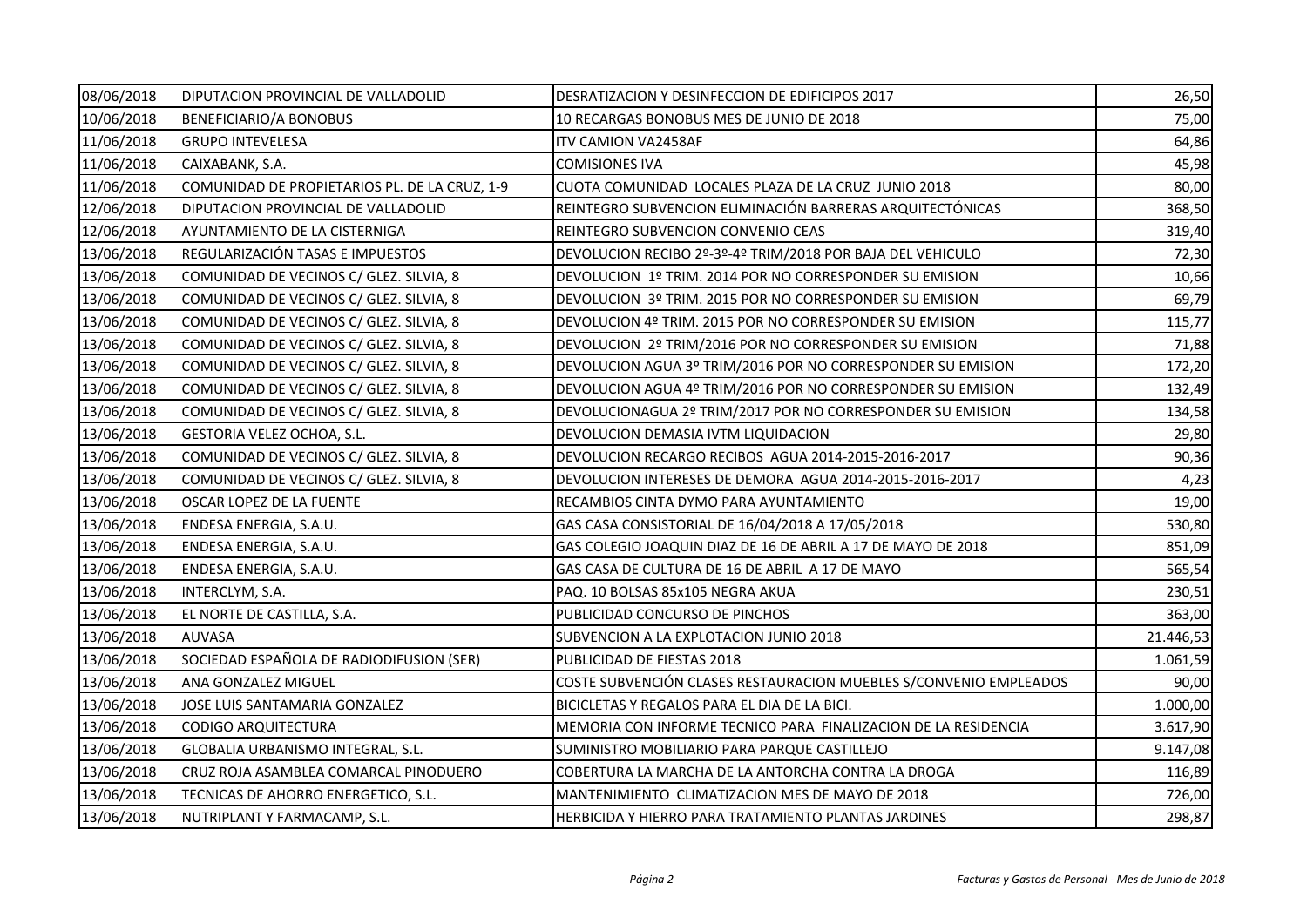| | | | |
|---|---|---|---|
| 08/06/2018 | DIPUTACION PROVINCIAL DE VALLADOLID | DESRATIZACION Y DESINFECCION DE EDIFICIPOS 2017 | 26,50 |
| 10/06/2018 | BENEFICIARIO/A BONOBUS | 10 RECARGAS BONOBUS MES DE JUNIO DE 2018 | 75,00 |
| 11/06/2018 | GRUPO INTEVELESA | ITV CAMION VA2458AF | 64,86 |
| 11/06/2018 | CAIXABANK, S.A. | COMISIONES IVA | 45,98 |
| 11/06/2018 | COMUNIDAD DE PROPIETARIOS PL. DE LA CRUZ, 1-9 | CUOTA COMUNIDAD LOCALES PLAZA DE LA CRUZ JUNIO 2018 | 80,00 |
| 12/06/2018 | DIPUTACION PROVINCIAL DE VALLADOLID | REINTEGRO SUBVENCION ELIMINACIÓN BARRERAS ARQUITECTÓNICAS | 368,50 |
| 12/06/2018 | AYUNTAMIENTO DE LA CISTERNIGA | REINTEGRO SUBVENCION CONVENIO CEAS | 319,40 |
| 13/06/2018 | REGULARIZACIÓN TASAS E IMPUESTOS | DEVOLUCION RECIBO 2º-3º-4º TRIM/2018 POR BAJA DEL VEHICULO | 72,30 |
| 13/06/2018 | COMUNIDAD DE VECINOS C/ GLEZ. SILVIA, 8 | DEVOLUCION 1º TRIM. 2014 POR NO CORRESPONDER SU EMISION | 10,66 |
| 13/06/2018 | COMUNIDAD DE VECINOS C/ GLEZ. SILVIA, 8 | DEVOLUCION 3º TRIM. 2015 POR NO CORRESPONDER SU EMISION | 69,79 |
| 13/06/2018 | COMUNIDAD DE VECINOS C/ GLEZ. SILVIA, 8 | DEVOLUCION 4º TRIM. 2015 POR NO CORRESPONDER SU EMISION | 115,77 |
| 13/06/2018 | COMUNIDAD DE VECINOS C/ GLEZ. SILVIA, 8 | DEVOLUCION 2º TRIM/2016 POR NO CORRESPONDER SU EMISION | 71,88 |
| 13/06/2018 | COMUNIDAD DE VECINOS C/ GLEZ. SILVIA, 8 | DEVOLUCION AGUA 3º TRIM/2016 POR NO CORRESPONDER SU EMISION | 172,20 |
| 13/06/2018 | COMUNIDAD DE VECINOS C/ GLEZ. SILVIA, 8 | DEVOLUCION AGUA 4º TRIM/2016 POR NO CORRESPONDER SU EMISION | 132,49 |
| 13/06/2018 | COMUNIDAD DE VECINOS C/ GLEZ. SILVIA, 8 | DEVOLUCIONAGUA 2º TRIM/2017 POR NO CORRESPONDER SU EMISION | 134,58 |
| 13/06/2018 | GESTORIA VELEZ OCHOA, S.L. | DEVOLUCION DEMASIA IVTM LIQUIDACION | 29,80 |
| 13/06/2018 | COMUNIDAD DE VECINOS C/ GLEZ. SILVIA, 8 | DEVOLUCION RECARGO RECIBOS AGUA 2014-2015-2016-2017 | 90,36 |
| 13/06/2018 | COMUNIDAD DE VECINOS C/ GLEZ. SILVIA, 8 | DEVOLUCION INTERESES DE DEMORA AGUA 2014-2015-2016-2017 | 4,23 |
| 13/06/2018 | OSCAR LOPEZ DE LA FUENTE | RECAMBIOS CINTA DYMO PARA AYUNTAMIENTO | 19,00 |
| 13/06/2018 | ENDESA ENERGIA, S.A.U. | GAS CASA CONSISTORIAL DE 16/04/2018 A 17/05/2018 | 530,80 |
| 13/06/2018 | ENDESA ENERGIA, S.A.U. | GAS COLEGIO JOAQUIN DIAZ DE 16 DE ABRIL A 17 DE MAYO DE 2018 | 851,09 |
| 13/06/2018 | ENDESA ENERGIA, S.A.U. | GAS CASA DE CULTURA DE 16 DE ABRIL A 17 DE MAYO | 565,54 |
| 13/06/2018 | INTERCLYM, S.A. | PAQ. 10 BOLSAS 85x105 NEGRA AKUA | 230,51 |
| 13/06/2018 | EL NORTE DE CASTILLA, S.A. | PUBLICIDAD CONCURSO DE PINCHOS | 363,00 |
| 13/06/2018 | AUVASA | SUBVENCION A LA EXPLOTACION JUNIO 2018 | 21.446,53 |
| 13/06/2018 | SOCIEDAD ESPAÑOLA DE RADIODIFUSION (SER) | PUBLICIDAD DE FIESTAS 2018 | 1.061,59 |
| 13/06/2018 | ANA GONZALEZ MIGUEL | COSTE SUBVENCIÓN CLASES RESTAURACION MUEBLES S/CONVENIO EMPLEADOS | 90,00 |
| 13/06/2018 | JOSE LUIS SANTAMARIA GONZALEZ | BICICLETAS Y REGALOS PARA EL DIA DE LA BICI. | 1.000,00 |
| 13/06/2018 | CODIGO ARQUITECTURA | MEMORIA CON INFORME TECNICO PARA FINALIZACION DE LA RESIDENCIA | 3.617,90 |
| 13/06/2018 | GLOBALIA URBANISMO INTEGRAL, S.L. | SUMINISTRO MOBILIARIO PARA PARQUE CASTILLEJO | 9.147,08 |
| 13/06/2018 | CRUZ ROJA ASAMBLEA COMARCAL PINODUERO | COBERTURA LA MARCHA DE LA ANTORCHA CONTRA LA DROGA | 116,89 |
| 13/06/2018 | TECNICAS DE AHORRO ENERGETICO, S.L. | MANTENIMIENTO CLIMATIZACION MES DE MAYO DE 2018 | 726,00 |
| 13/06/2018 | NUTRIPLANT Y FARMACAMP, S.L. | HERBICIDA Y HIERRO PARA TRATAMIENTO PLANTAS JARDINES | 298,87 |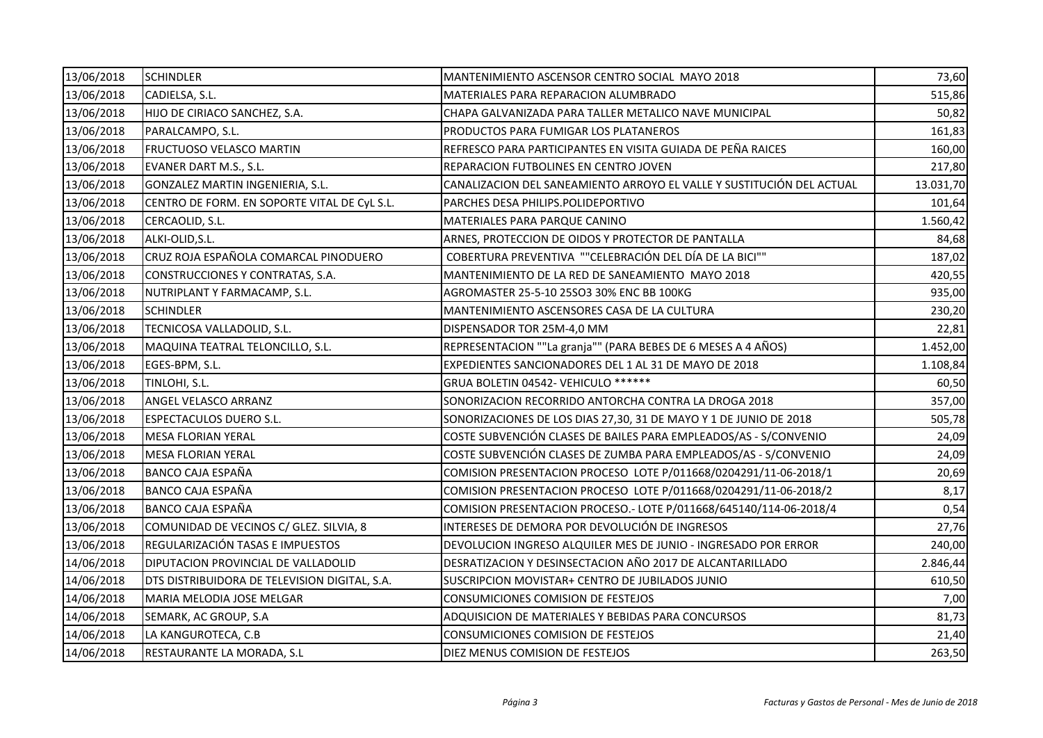| | | | |
|---|---|---|---|
| 13/06/2018 | SCHINDLER | MANTENIMIENTO ASCENSOR CENTRO SOCIAL MAYO 2018 | 73,60 |
| 13/06/2018 | CADIELSA, S.L. | MATERIALES PARA REPARACION ALUMBRADO | 515,86 |
| 13/06/2018 | HIJO DE CIRIACO SANCHEZ, S.A. | CHAPA GALVANIZADA PARA TALLER METALICO NAVE MUNICIPAL | 50,82 |
| 13/06/2018 | PARALCAMPO, S.L. | PRODUCTOS PARA FUMIGAR LOS PLATANEROS | 161,83 |
| 13/06/2018 | FRUCTUOSO VELASCO MARTIN | REFRESCO PARA PARTICIPANTES EN VISITA GUIADA DE PEÑA RAICES | 160,00 |
| 13/06/2018 | EVANER DART M.S., S.L. | REPARACION FUTBOLINES EN CENTRO JOVEN | 217,80 |
| 13/06/2018 | GONZALEZ MARTIN INGENIERIA, S.L. | CANALIZACION DEL SANEAMIENTO ARROYO EL VALLE Y SUSTITUCIÓN DEL ACTUAL | 13.031,70 |
| 13/06/2018 | CENTRO DE FORM. EN SOPORTE VITAL DE CyL S.L. | PARCHES DESA PHILIPS.POLIDEPORTIVO | 101,64 |
| 13/06/2018 | CERCAOLID, S.L. | MATERIALES PARA PARQUE CANINO | 1.560,42 |
| 13/06/2018 | ALKI-OLID,S.L. | ARNES, PROTECCION DE OIDOS Y PROTECTOR DE PANTALLA | 84,68 |
| 13/06/2018 | CRUZ ROJA ESPAÑOLA COMARCAL PINODUERO | COBERTURA PREVENTIVA ""CELEBRACIÓN DEL DÍA DE LA BICI"" | 187,02 |
| 13/06/2018 | CONSTRUCCIONES Y CONTRATAS, S.A. | MANTENIMIENTO DE LA RED DE SANEAMIENTO MAYO 2018 | 420,55 |
| 13/06/2018 | NUTRIPLANT Y FARMACAMP, S.L. | AGROMASTER 25-5-10 25SO3 30% ENC BB 100KG | 935,00 |
| 13/06/2018 | SCHINDLER | MANTENIMIENTO ASCENSORES CASA DE LA CULTURA | 230,20 |
| 13/06/2018 | TECNICOSA VALLADOLID, S.L. | DISPENSADOR TOR 25M-4,0 MM | 22,81 |
| 13/06/2018 | MAQUINA TEATRAL TELONCILLO, S.L. | REPRESENTACION ""La granja"" (PARA BEBES DE 6 MESES A 4 AÑOS) | 1.452,00 |
| 13/06/2018 | EGES-BPM, S.L. | EXPEDIENTES SANCIONADORES DEL 1 AL 31 DE MAYO DE 2018 | 1.108,84 |
| 13/06/2018 | TINLOHI, S.L. | GRUA BOLETIN 04542- VEHICULO ****** | 60,50 |
| 13/06/2018 | ANGEL VELASCO ARRANZ | SONORIZACION RECORRIDO ANTORCHA CONTRA LA DROGA 2018 | 357,00 |
| 13/06/2018 | ESPECTACULOS DUERO S.L. | SONORIZACIONES DE LOS DIAS 27,30, 31 DE MAYO Y 1 DE JUNIO DE 2018 | 505,78 |
| 13/06/2018 | MESA FLORIAN YERAL | COSTE SUBVENCIÓN CLASES DE BAILES PARA EMPLEADOS/AS - S/CONVENIO | 24,09 |
| 13/06/2018 | MESA FLORIAN YERAL | COSTE SUBVENCIÓN CLASES DE ZUMBA PARA EMPLEADOS/AS - S/CONVENIO | 24,09 |
| 13/06/2018 | BANCO CAJA ESPAÑA | COMISION PRESENTACION PROCESO LOTE P/011668/0204291/11-06-2018/1 | 20,69 |
| 13/06/2018 | BANCO CAJA ESPAÑA | COMISION PRESENTACION PROCESO LOTE P/011668/0204291/11-06-2018/2 | 8,17 |
| 13/06/2018 | BANCO CAJA ESPAÑA | COMISION PRESENTACION PROCESO.- LOTE P/011668/645140/114-06-2018/4 | 0,54 |
| 13/06/2018 | COMUNIDAD DE VECINOS C/ GLEZ. SILVIA, 8 | INTERESES DE DEMORA POR DEVOLUCIÓN DE INGRESOS | 27,76 |
| 13/06/2018 | REGULARIZACIÓN TASAS E IMPUESTOS | DEVOLUCION INGRESO ALQUILER MES DE JUNIO - INGRESADO POR ERROR | 240,00 |
| 14/06/2018 | DIPUTACION PROVINCIAL DE VALLADOLID | DESRATIZACION Y DESINSECTACION AÑO 2017 DE ALCANTARILLADO | 2.846,44 |
| 14/06/2018 | DTS DISTRIBUIDORA DE TELEVISION DIGITAL, S.A. | SUSCRIPCION MOVISTAR+ CENTRO DE JUBILADOS JUNIO | 610,50 |
| 14/06/2018 | MARIA MELODIA JOSE MELGAR | CONSUMICIONES COMISION DE FESTEJOS | 7,00 |
| 14/06/2018 | SEMARK, AC GROUP, S.A | ADQUISICION DE MATERIALES Y BEBIDAS PARA CONCURSOS | 81,73 |
| 14/06/2018 | LA KANGUROTECA, C.B | CONSUMICIONES COMISION DE FESTEJOS | 21,40 |
| 14/06/2018 | RESTAURANTE LA MORADA, S.L | DIEZ MENUS COMISION DE FESTEJOS | 263,50 |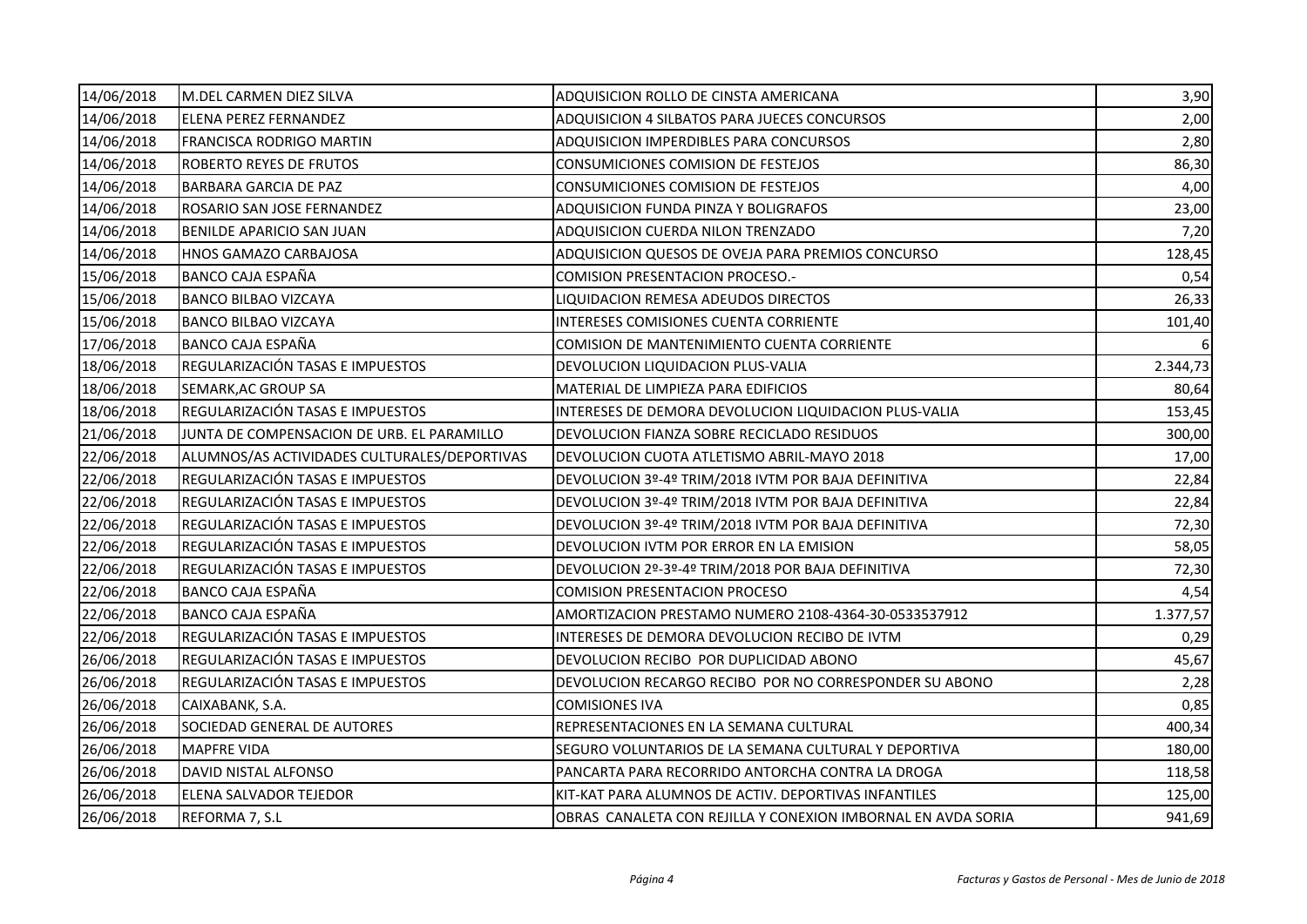| | | | |
|---|---|---|---|
| 14/06/2018 | M.DEL CARMEN DIEZ SILVA | ADQUISICION ROLLO DE CINSTA AMERICANA | 3,90 |
| 14/06/2018 | ELENA PEREZ FERNANDEZ | ADQUISICION 4 SILBATOS PARA JUECES CONCURSOS | 2,00 |
| 14/06/2018 | FRANCISCA RODRIGO MARTIN | ADQUISICION IMPERDIBLES PARA CONCURSOS | 2,80 |
| 14/06/2018 | ROBERTO REYES DE FRUTOS | CONSUMICIONES COMISION DE FESTEJOS | 86,30 |
| 14/06/2018 | BARBARA GARCIA DE PAZ | CONSUMICIONES COMISION DE FESTEJOS | 4,00 |
| 14/06/2018 | ROSARIO SAN JOSE FERNANDEZ | ADQUISICION FUNDA PINZA Y BOLIGRAFOS | 23,00 |
| 14/06/2018 | BENILDE APARICIO SAN JUAN | ADQUISICION CUERDA NILON TRENZADO | 7,20 |
| 14/06/2018 | HNOS GAMAZO CARBAJOSA | ADQUISICION QUESOS DE OVEJA PARA PREMIOS CONCURSO | 128,45 |
| 15/06/2018 | BANCO CAJA ESPAÑA | COMISION PRESENTACION PROCESO.- | 0,54 |
| 15/06/2018 | BANCO BILBAO VIZCAYA | LIQUIDACION REMESA ADEUDOS DIRECTOS | 26,33 |
| 15/06/2018 | BANCO BILBAO VIZCAYA | INTERESES COMISIONES CUENTA CORRIENTE | 101,40 |
| 17/06/2018 | BANCO CAJA ESPAÑA | COMISION DE MANTENIMIENTO CUENTA CORRIENTE | 6 |
| 18/06/2018 | REGULARIZACIÓN TASAS E IMPUESTOS | DEVOLUCION LIQUIDACION PLUS-VALIA | 2.344,73 |
| 18/06/2018 | SEMARK,AC GROUP SA | MATERIAL DE LIMPIEZA PARA EDIFICIOS | 80,64 |
| 18/06/2018 | REGULARIZACIÓN TASAS E IMPUESTOS | INTERESES DE DEMORA DEVOLUCION LIQUIDACION PLUS-VALIA | 153,45 |
| 21/06/2018 | JUNTA DE COMPENSACION DE URB. EL PARAMILLO | DEVOLUCION FIANZA SOBRE RECICLADO RESIDUOS | 300,00 |
| 22/06/2018 | ALUMNOS/AS ACTIVIDADES CULTURALES/DEPORTIVAS | DEVOLUCION CUOTA ATLETISMO ABRIL-MAYO 2018 | 17,00 |
| 22/06/2018 | REGULARIZACIÓN TASAS E IMPUESTOS | DEVOLUCION 3º-4º TRIM/2018 IVTM POR BAJA DEFINITIVA | 22,84 |
| 22/06/2018 | REGULARIZACIÓN TASAS E IMPUESTOS | DEVOLUCION 3º-4º TRIM/2018 IVTM POR BAJA DEFINITIVA | 22,84 |
| 22/06/2018 | REGULARIZACIÓN TASAS E IMPUESTOS | DEVOLUCION 3º-4º TRIM/2018 IVTM POR BAJA DEFINITIVA | 72,30 |
| 22/06/2018 | REGULARIZACIÓN TASAS E IMPUESTOS | DEVOLUCION IVTM POR ERROR EN LA EMISION | 58,05 |
| 22/06/2018 | REGULARIZACIÓN TASAS E IMPUESTOS | DEVOLUCION 2º-3º-4º TRIM/2018 POR BAJA DEFINITIVA | 72,30 |
| 22/06/2018 | BANCO CAJA ESPAÑA | COMISION PRESENTACION PROCESO | 4,54 |
| 22/06/2018 | BANCO CAJA ESPAÑA | AMORTIZACION PRESTAMO NUMERO 2108-4364-30-0533537912 | 1.377,57 |
| 22/06/2018 | REGULARIZACIÓN TASAS E IMPUESTOS | INTERESES DE DEMORA DEVOLUCION RECIBO DE IVTM | 0,29 |
| 26/06/2018 | REGULARIZACIÓN TASAS E IMPUESTOS | DEVOLUCION RECIBO POR DUPLICIDAD ABONO | 45,67 |
| 26/06/2018 | REGULARIZACIÓN TASAS E IMPUESTOS | DEVOLUCION RECARGO RECIBO POR NO CORRESPONDER SU ABONO | 2,28 |
| 26/06/2018 | CAIXABANK, S.A. | COMISIONES IVA | 0,85 |
| 26/06/2018 | SOCIEDAD GENERAL DE AUTORES | REPRESENTACIONES EN LA SEMANA CULTURAL | 400,34 |
| 26/06/2018 | MAPFRE VIDA | SEGURO VOLUNTARIOS DE LA SEMANA CULTURAL Y DEPORTIVA | 180,00 |
| 26/06/2018 | DAVID NISTAL ALFONSO | PANCARTA PARA RECORRIDO ANTORCHA CONTRA LA DROGA | 118,58 |
| 26/06/2018 | ELENA SALVADOR TEJEDOR | KIT-KAT PARA ALUMNOS DE ACTIV. DEPORTIVAS INFANTILES | 125,00 |
| 26/06/2018 | REFORMA 7, S.L | OBRAS CANALETA CON REJILLA Y CONEXION IMBORNAL EN AVDA SORIA | 941,69 |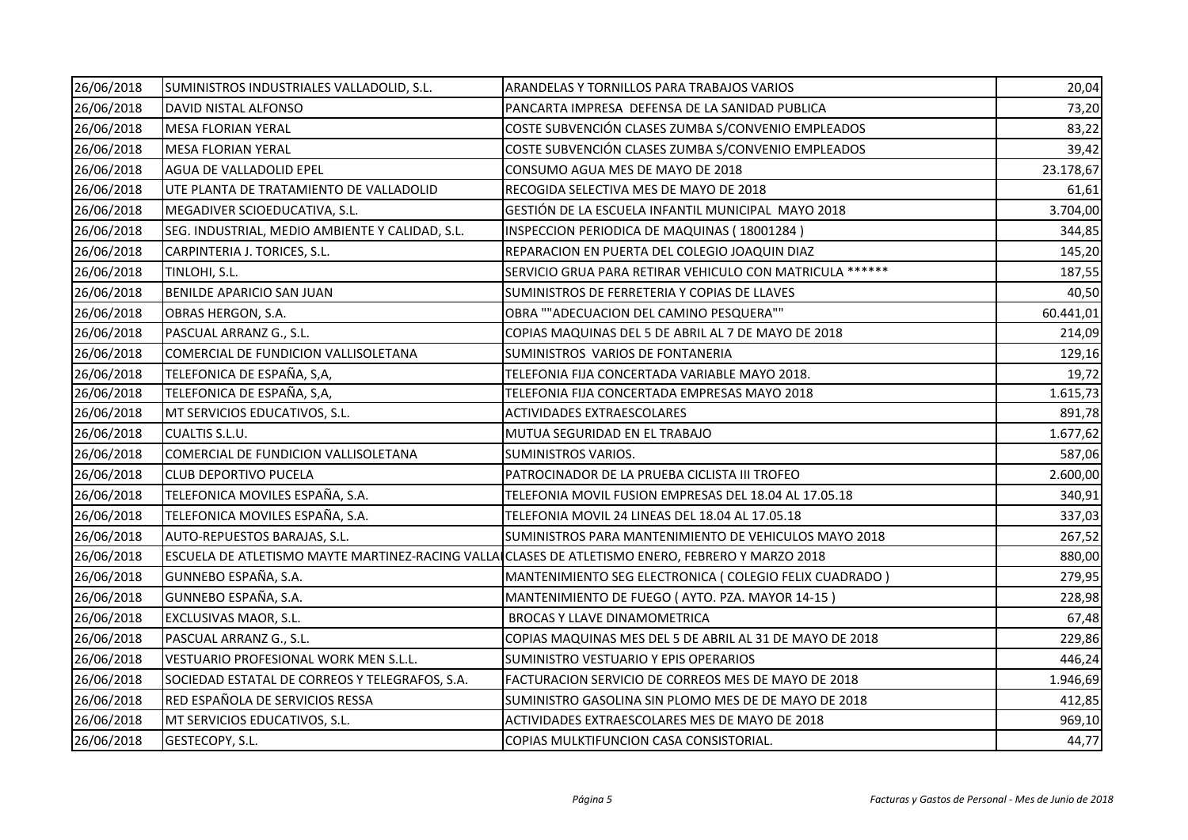| | | | |
|---|---|---|---|
| 26/06/2018 | SUMINISTROS INDUSTRIALES VALLADOLID, S.L. | ARANDELAS Y TORNILLOS PARA TRABAJOS VARIOS | 20,04 |
| 26/06/2018 | DAVID NISTAL ALFONSO | PANCARTA IMPRESA DEFENSA DE LA SANIDAD PUBLICA | 73,20 |
| 26/06/2018 | MESA FLORIAN YERAL | COSTE SUBVENCIÓN CLASES ZUMBA S/CONVENIO EMPLEADOS | 83,22 |
| 26/06/2018 | MESA FLORIAN YERAL | COSTE SUBVENCIÓN CLASES ZUMBA S/CONVENIO EMPLEADOS | 39,42 |
| 26/06/2018 | AGUA DE VALLADOLID EPEL | CONSUMO AGUA MES DE MAYO DE 2018 | 23.178,67 |
| 26/06/2018 | UTE PLANTA DE TRATAMIENTO DE VALLADOLID | RECOGIDA SELECTIVA MES DE MAYO DE 2018 | 61,61 |
| 26/06/2018 | MEGADIVER SCIOEDUCATIVA, S.L. | GESTIÓN DE LA ESCUELA INFANTIL MUNICIPAL MAYO 2018 | 3.704,00 |
| 26/06/2018 | SEG. INDUSTRIAL, MEDIO AMBIENTE Y CALIDAD, S.L. | INSPECCION PERIODICA DE MAQUINAS ( 18001284 ) | 344,85 |
| 26/06/2018 | CARPINTERIA J. TORICES, S.L. | REPARACION EN PUERTA DEL COLEGIO JOAQUIN DIAZ | 145,20 |
| 26/06/2018 | TINLOHI, S.L. | SERVICIO GRUA PARA RETIRAR VEHICULO CON MATRICULA ****** | 187,55 |
| 26/06/2018 | BENILDE APARICIO SAN JUAN | SUMINISTROS DE FERRETERIA Y COPIAS DE LLAVES | 40,50 |
| 26/06/2018 | OBRAS HERGON, S.A. | OBRA ""ADECUACION DEL CAMINO PESQUERA"" | 60.441,01 |
| 26/06/2018 | PASCUAL ARRANZ G., S.L. | COPIAS MAQUINAS DEL 5 DE ABRIL AL 7 DE MAYO DE 2018 | 214,09 |
| 26/06/2018 | COMERCIAL DE FUNDICION VALLISOLETANA | SUMINISTROS VARIOS DE FONTANERIA | 129,16 |
| 26/06/2018 | TELEFONICA DE ESPAÑA, S,A, | TELEFONIA FIJA CONCERTADA VARIABLE MAYO 2018. | 19,72 |
| 26/06/2018 | TELEFONICA DE ESPAÑA, S,A, | TELEFONIA FIJA CONCERTADA EMPRESAS MAYO 2018 | 1.615,73 |
| 26/06/2018 | MT SERVICIOS EDUCATIVOS, S.L. | ACTIVIDADES EXTRAESCOLARES | 891,78 |
| 26/06/2018 | CUALTIS S.L.U. | MUTUA SEGURIDAD EN EL TRABAJO | 1.677,62 |
| 26/06/2018 | COMERCIAL DE FUNDICION VALLISOLETANA | SUMINISTROS VARIOS. | 587,06 |
| 26/06/2018 | CLUB DEPORTIVO PUCELA | PATROCINADOR DE LA PRUEBA CICLISTA III TROFEO | 2.600,00 |
| 26/06/2018 | TELEFONICA MOVILES ESPAÑA, S.A. | TELEFONIA MOVIL FUSION EMPRESAS DEL 18.04 AL 17.05.18 | 340,91 |
| 26/06/2018 | TELEFONICA MOVILES ESPAÑA, S.A. | TELEFONIA MOVIL 24 LINEAS DEL 18.04 AL 17.05.18 | 337,03 |
| 26/06/2018 | AUTO-REPUESTOS BARAJAS, S.L. | SUMINISTROS PARA MANTENIMIENTO DE VEHICULOS MAYO 2018 | 267,52 |
| 26/06/2018 | ESCUELA DE ATLETISMO MAYTE MARTINEZ-RACING VALLA | CLASES DE ATLETISMO ENERO, FEBRERO Y MARZO 2018 | 880,00 |
| 26/06/2018 | GUNNEBO ESPAÑA, S.A. | MANTENIMIENTO SEG ELECTRONICA ( COLEGIO FELIX CUADRADO ) | 279,95 |
| 26/06/2018 | GUNNEBO ESPAÑA, S.A. | MANTENIMIENTO DE FUEGO ( AYTO. PZA. MAYOR 14-15 ) | 228,98 |
| 26/06/2018 | EXCLUSIVAS MAOR, S.L. | BROCAS Y LLAVE DINAMOMETRICA | 67,48 |
| 26/06/2018 | PASCUAL ARRANZ G., S.L. | COPIAS MAQUINAS MES DEL 5 DE ABRIL AL 31 DE MAYO DE 2018 | 229,86 |
| 26/06/2018 | VESTUARIO PROFESIONAL WORK MEN S.L.L. | SUMINISTRO VESTUARIO Y EPIS OPERARIOS | 446,24 |
| 26/06/2018 | SOCIEDAD ESTATAL DE CORREOS Y TELEGRAFOS, S.A. | FACTURACION SERVICIO DE CORREOS MES DE MAYO DE 2018 | 1.946,69 |
| 26/06/2018 | RED ESPAÑOLA DE SERVICIOS RESSA | SUMINISTRO GASOLINA SIN PLOMO MES DE DE MAYO DE 2018 | 412,85 |
| 26/06/2018 | MT SERVICIOS EDUCATIVOS, S.L. | ACTIVIDADES EXTRAESCOLARES MES DE MAYO DE 2018 | 969,10 |
| 26/06/2018 | GESTECOPY, S.L. | COPIAS MULKTIFUNCION CASA CONSISTORIAL. | 44,77 |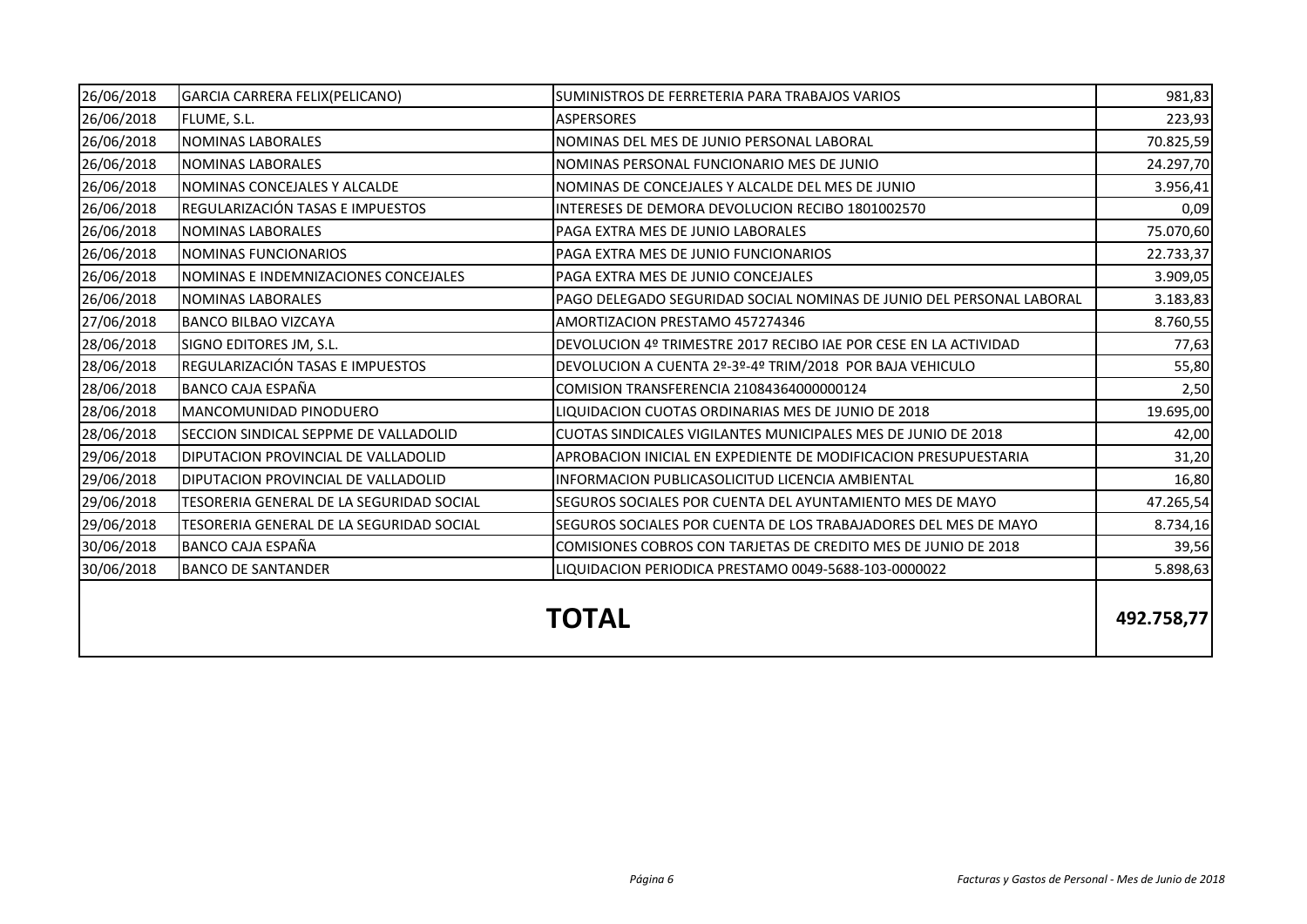| | | | |
|---|---|---|---|
| 26/06/2018 | GARCIA CARRERA FELIX(PELICANO) | SUMINISTROS DE FERRETERIA PARA TRABAJOS VARIOS | 981,83 |
| 26/06/2018 | FLUME, S.L. | ASPERSORES | 223,93 |
| 26/06/2018 | NOMINAS LABORALES | NOMINAS DEL MES DE JUNIO PERSONAL LABORAL | 70.825,59 |
| 26/06/2018 | NOMINAS LABORALES | NOMINAS PERSONAL FUNCIONARIO MES DE JUNIO | 24.297,70 |
| 26/06/2018 | NOMINAS CONCEJALES Y ALCALDE | NOMINAS DE CONCEJALES Y ALCALDE DEL MES DE JUNIO | 3.956,41 |
| 26/06/2018 | REGULARIZACIÓN TASAS E IMPUESTOS | INTERESES DE DEMORA DEVOLUCION RECIBO 1801002570 | 0,09 |
| 26/06/2018 | NOMINAS LABORALES | PAGA EXTRA MES DE JUNIO LABORALES | 75.070,60 |
| 26/06/2018 | NOMINAS FUNCIONARIOS | PAGA EXTRA MES DE JUNIO FUNCIONARIOS | 22.733,37 |
| 26/06/2018 | NOMINAS E INDEMNIZACIONES CONCEJALES | PAGA EXTRA MES DE JUNIO CONCEJALES | 3.909,05 |
| 26/06/2018 | NOMINAS LABORALES | PAGO DELEGADO SEGURIDAD SOCIAL NOMINAS DE JUNIO DEL PERSONAL LABORAL | 3.183,83 |
| 27/06/2018 | BANCO BILBAO VIZCAYA | AMORTIZACION PRESTAMO 457274346 | 8.760,55 |
| 28/06/2018 | SIGNO EDITORES JM, S.L. | DEVOLUCION 4º TRIMESTRE 2017 RECIBO IAE POR CESE EN LA ACTIVIDAD | 77,63 |
| 28/06/2018 | REGULARIZACIÓN TASAS E IMPUESTOS | DEVOLUCION A CUENTA 2º-3º-4º TRIM/2018 POR BAJA VEHICULO | 55,80 |
| 28/06/2018 | BANCO CAJA ESPAÑA | COMISION TRANSFERENCIA 21084364000000124 | 2,50 |
| 28/06/2018 | MANCOMUNIDAD PINODUERO | LIQUIDACION CUOTAS ORDINARIAS MES DE JUNIO DE 2018 | 19.695,00 |
| 28/06/2018 | SECCION SINDICAL SEPPME DE VALLADOLID | CUOTAS SINDICALES VIGILANTES MUNICIPALES MES DE JUNIO DE 2018 | 42,00 |
| 29/06/2018 | DIPUTACION PROVINCIAL DE VALLADOLID | APROBACION INICIAL EN EXPEDIENTE DE MODIFICACION PRESUPUESTARIA | 31,20 |
| 29/06/2018 | DIPUTACION PROVINCIAL DE VALLADOLID | INFORMACION PUBLICASOLICITUD LICENCIA AMBIENTAL | 16,80 |
| 29/06/2018 | TESORERIA GENERAL DE LA SEGURIDAD SOCIAL | SEGUROS SOCIALES POR CUENTA DEL AYUNTAMIENTO MES DE MAYO | 47.265,54 |
| 29/06/2018 | TESORERIA GENERAL DE LA SEGURIDAD SOCIAL | SEGUROS SOCIALES POR CUENTA DE LOS TRABAJADORES DEL MES DE MAYO | 8.734,16 |
| 30/06/2018 | BANCO CAJA ESPAÑA | COMISIONES COBROS CON TARJETAS DE CREDITO MES DE JUNIO DE 2018 | 39,56 |
| 30/06/2018 | BANCO DE SANTANDER | LIQUIDACION PERIODICA PRESTAMO 0049-5688-103-0000022 | 5.898,63 |
| | | **TOTAL** | **492.758,77** |